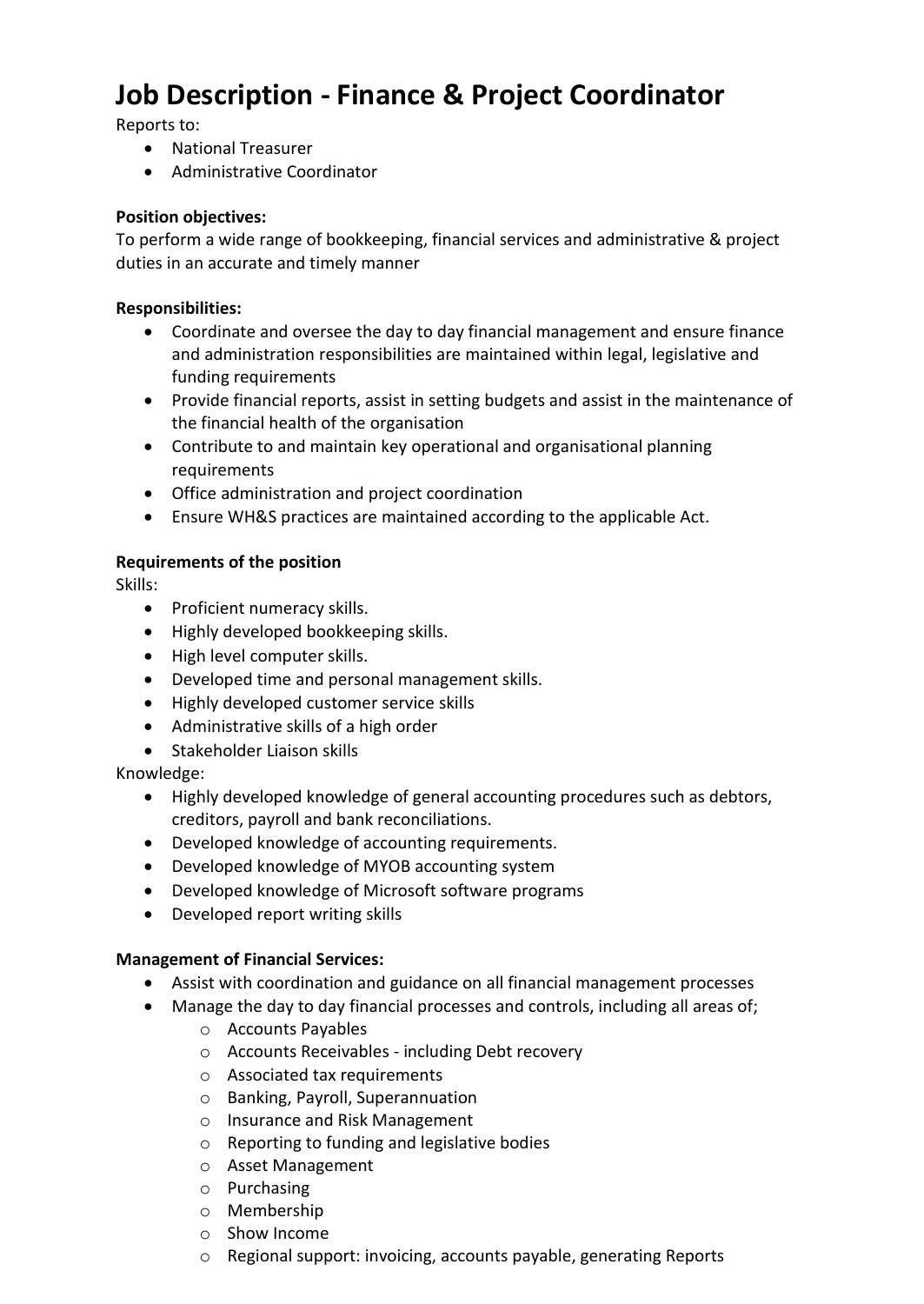# Job Description - Finance & Project Coordinator

Reports to:

- National Treasurer
- Administrative Coordinator

**Position objectives:**

To perform a wide range of bookkeeping, financial services and administrative & project duties in an accurate and timely manner

**Responsibilities:**

- Coordinate and oversee the day to day financial management and ensure finance and administration responsibilities are maintained within legal, legislative and funding requirements
- Provide financial reports, assist in setting budgets and assist in the maintenance of the financial health of the organisation
- Contribute to and maintain key operational and organisational planning requirements
- Office administration and project coordination
- Ensure WH&S practices are maintained according to the applicable Act.

**Requirements of the position**

Skills:

- Proficient numeracy skills.
- Highly developed bookkeeping skills.
- High level computer skills.
- Developed time and personal management skills.
- Highly developed customer service skills
- Administrative skills of a high order
- Stakeholder Liaison skills

Knowledge:

- Highly developed knowledge of general accounting procedures such as debtors, creditors, payroll and bank reconciliations.
- Developed knowledge of accounting requirements.
- Developed knowledge of MYOB accounting system
- Developed knowledge of Microsoft software programs
- Developed report writing skills

**Management of Financial Services:**

- Assist with coordination and guidance on all financial management processes
- Manage the day to day financial processes and controls, including all areas of;
  - Accounts Payables
  - Accounts Receivables - including Debt recovery
  - Associated tax requirements
  - Banking, Payroll, Superannuation
  - Insurance and Risk Management
  - Reporting to funding and legislative bodies
  - Asset Management
  - Purchasing
  - Membership
  - Show Income
  - Regional support: invoicing, accounts payable, generating Reports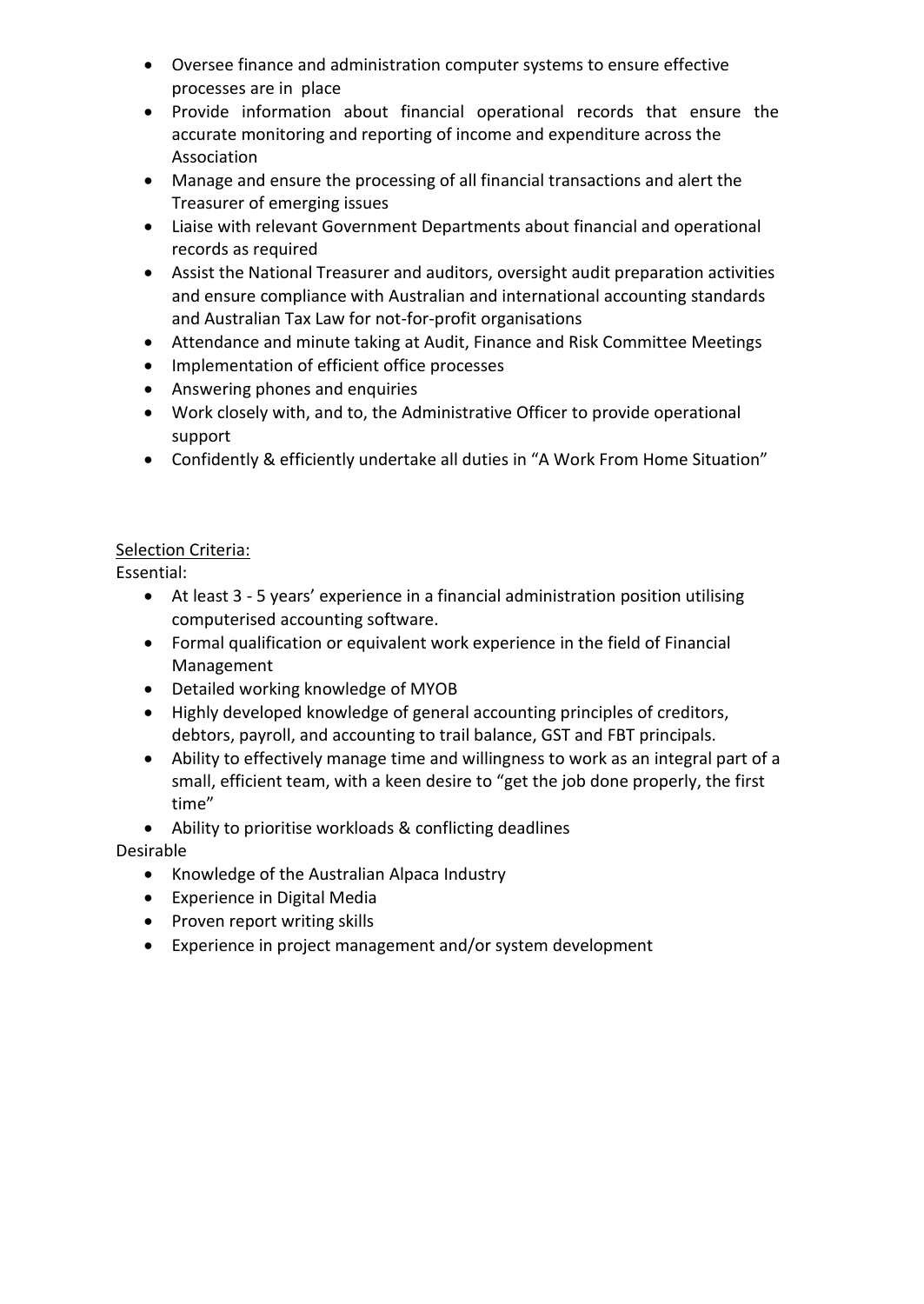- Oversee finance and administration computer systems to ensure effective processes are in place
- Provide information about financial operational records that ensure the accurate monitoring and reporting of income and expenditure across the Association
- Manage and ensure the processing of all financial transactions and alert the Treasurer of emerging issues
- Liaise with relevant Government Departments about financial and operational records as required
- Assist the National Treasurer and auditors, oversight audit preparation activities and ensure compliance with Australian and international accounting standards and Australian Tax Law for not-for-profit organisations
- Attendance and minute taking at Audit, Finance and Risk Committee Meetings
- Implementation of efficient office processes
- Answering phones and enquiries
- Work closely with, and to, the Administrative Officer to provide operational support
- Confidently & efficiently undertake all duties in "A Work From Home Situation"

<u>Selection Criteria:</u>

Essential:

- At least 3 - 5 years' experience in a financial administration position utilising computerised accounting software.
- Formal qualification or equivalent work experience in the field of Financial Management
- Detailed working knowledge of MYOB
- Highly developed knowledge of general accounting principles of creditors, debtors, payroll, and accounting to trail balance, GST and FBT principals.
- Ability to effectively manage time and willingness to work as an integral part of a small, efficient team, with a keen desire to "get the job done properly, the first time"
- Ability to prioritise workloads & conflicting deadlines

Desirable

- Knowledge of the Australian Alpaca Industry
- Experience in Digital Media
- Proven report writing skills
- Experience in project management and/or system development